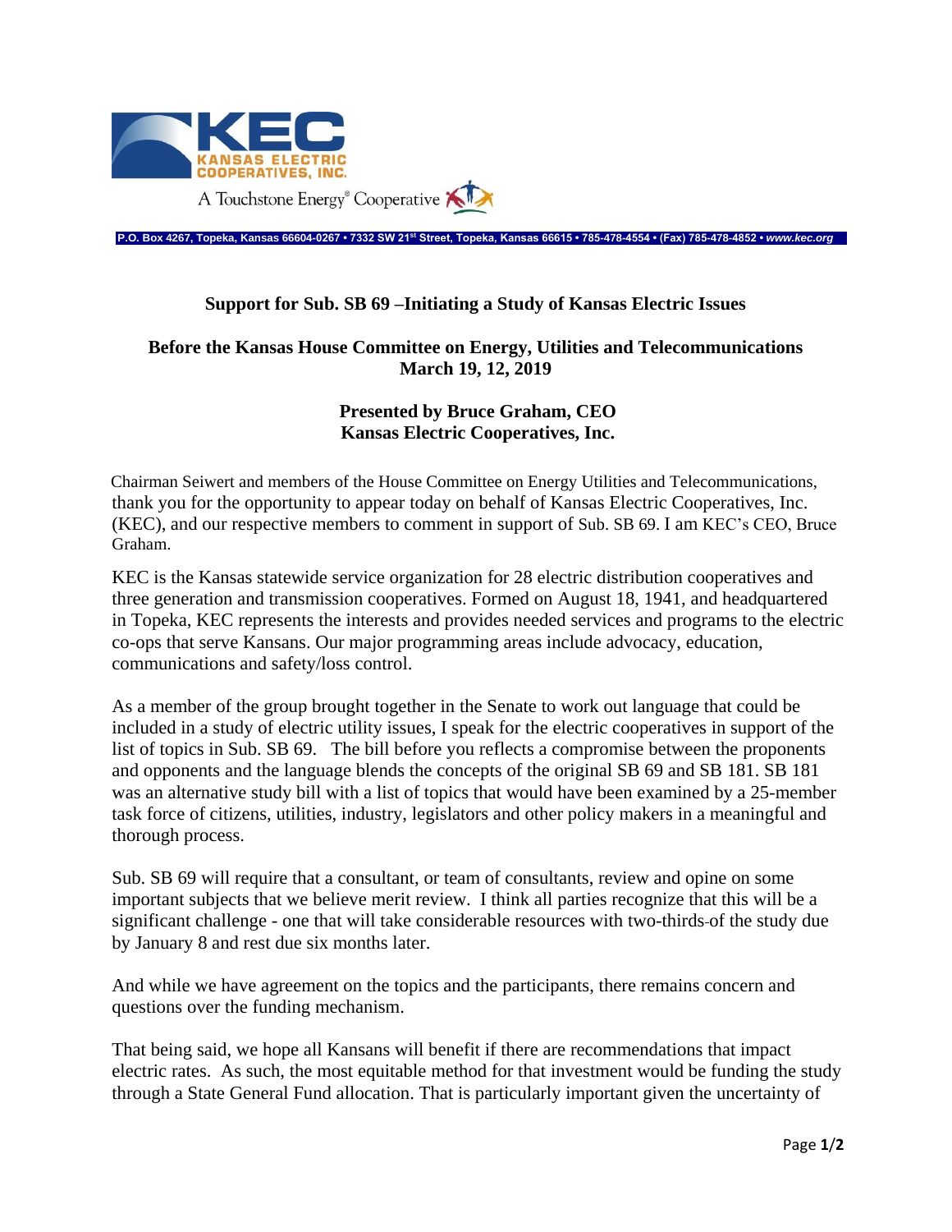KEC
KANSAS ELECTRIC COOPERATIVES, INC.
A Touchstone Energy® Cooperative

P.O. Box 4267, Topeka, Kansas 66604-0267 • 7332 SW 21st Street, Topeka, Kansas 66615 • 785-478-4554 • (Fax) 785-478-4852 • *www.kec.org*

## Support for Sub. SB 69 –Initiating a Study of Kansas Electric Issues

### Before the Kansas House Committee on Energy, Utilities and Telecommunications
### March 19, 12, 2019

### Presented by Bruce Graham, CEO
### Kansas Electric Cooperatives, Inc.

Chairman Seiwert and members of the House Committee on Energy Utilities and Telecommunications, thank you for the opportunity to appear today on behalf of Kansas Electric Cooperatives, Inc. (KEC), and our respective members to comment in support of Sub. SB 69. I am KEC's CEO, Bruce Graham.

KEC is the Kansas statewide service organization for 28 electric distribution cooperatives and three generation and transmission cooperatives. Formed on August 18, 1941, and headquartered in Topeka, KEC represents the interests and provides needed services and programs to the electric co-ops that serve Kansans. Our major programming areas include advocacy, education, communications and safety/loss control.

As a member of the group brought together in the Senate to work out language that could be included in a study of electric utility issues, I speak for the electric cooperatives in support of the list of topics in Sub. SB 69. The bill before you reflects a compromise between the proponents and opponents and the language blends the concepts of the original SB 69 and SB 181. SB 181 was an alternative study bill with a list of topics that would have been examined by a 25-member task force of citizens, utilities, industry, legislators and other policy makers in a meaningful and thorough process.

Sub. SB 69 will require that a consultant, or team of consultants, review and opine on some important subjects that we believe merit review. I think all parties recognize that this will be a significant challenge - one that will take considerable resources with two-thirds of the study due by January 8 and rest due six months later.

And while we have agreement on the topics and the participants, there remains concern and questions over the funding mechanism.

That being said, we hope all Kansans will benefit if there are recommendations that impact electric rates. As such, the most equitable method for that investment would be funding the study through a State General Fund allocation. That is particularly important given the uncertainty of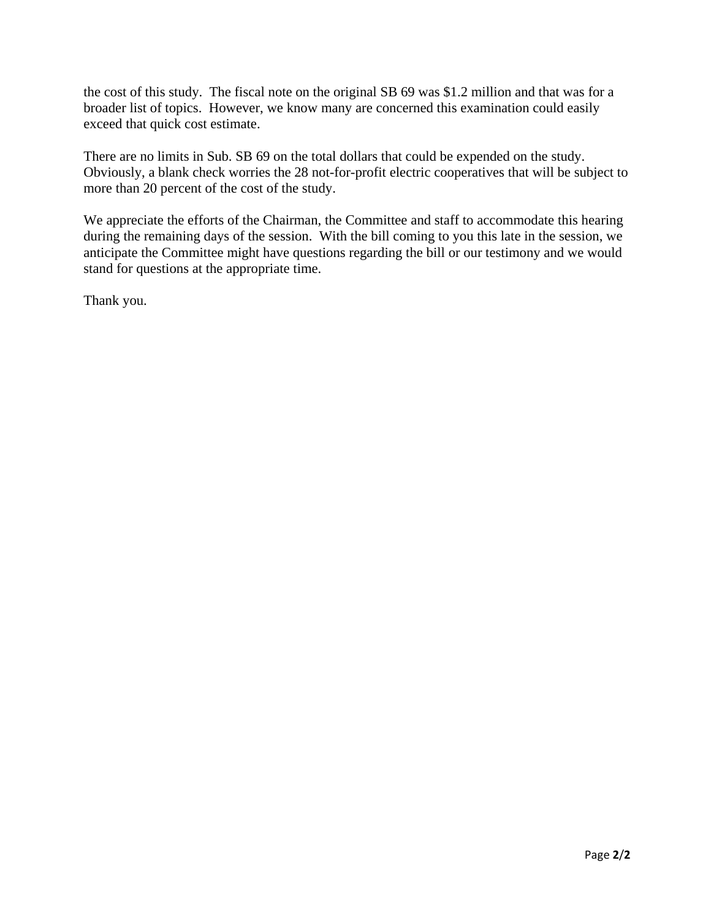the cost of this study. The fiscal note on the original SB 69 was $1.2 million and that was for a broader list of topics. However, we know many are concerned this examination could easily exceed that quick cost estimate.

There are no limits in Sub. SB 69 on the total dollars that could be expended on the study. Obviously, a blank check worries the 28 not-for-profit electric cooperatives that will be subject to more than 20 percent of the cost of the study.

We appreciate the efforts of the Chairman, the Committee and staff to accommodate this hearing during the remaining days of the session. With the bill coming to you this late in the session, we anticipate the Committee might have questions regarding the bill or our testimony and we would stand for questions at the appropriate time.

Thank you.